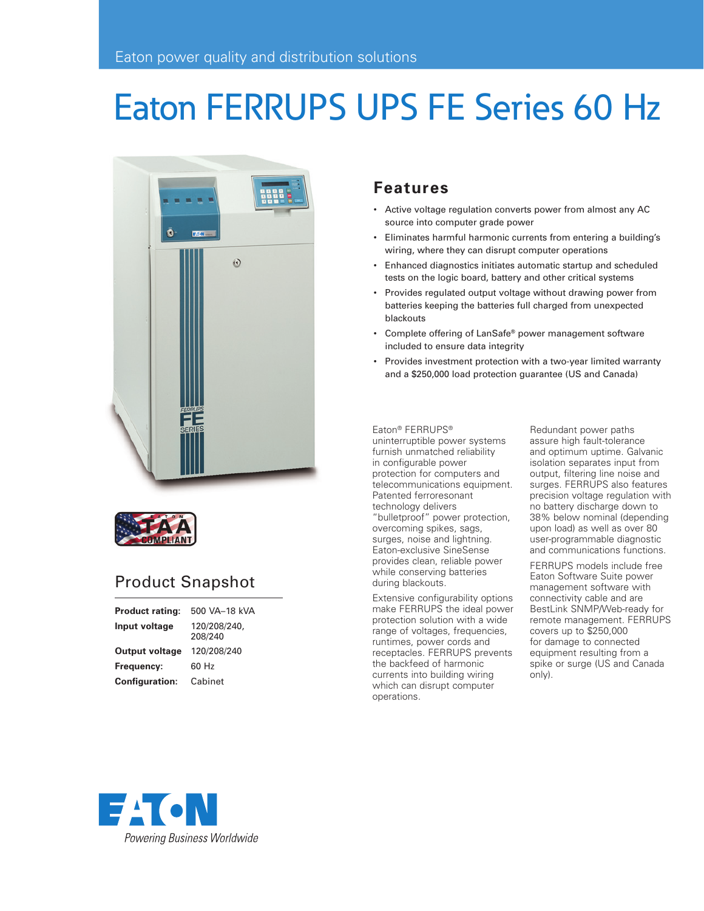Eaton power quality and distribution solutions

# Eaton FERRUPS UPS FE Series 60 Hz

## Features

- Active voltage regulation converts power from almost any AC source into computer grade power
- Eliminates harmful harmonic currents from entering a building's wiring, where they can disrupt computer operations
- Enhanced diagnostics initiates automatic startup and scheduled tests on the logic board, battery and other critical systems
- Provides regulated output voltage without drawing power from batteries keeping the batteries full charged from unexpected blackouts
- Complete offering of LanSafe® power management software included to ensure data integrity
- Provides investment protection with a two-year limited warranty and a $250,000 load protection guarantee (US and Canada)

Eaton® FERRUPS® uninterruptible power systems furnish unmatched reliability in configurable power protection for computers and telecommunications equipment. Patented ferroresonant technology delivers "bulletproof" power protection, overcoming spikes, sags, surges, noise and lightning. Eaton-exclusive SineSense provides clean, reliable power while conserving batteries during blackouts.

Extensive configurability options make FERRUPS the ideal power protection solution with a wide range of voltages, frequencies, runtimes, power cords and receptacles. FERRUPS prevents the backfeed of harmonic currents into building wiring which can disrupt computer operations.

Redundant power paths assure high fault-tolerance and optimum uptime. Galvanic isolation separates input from output, filtering line noise and surges. FERRUPS also features precision voltage regulation with no battery discharge down to 38% below nominal (depending upon load) as well as over 80 user-programmable diagnostic and communications functions.

FERRUPS models include free Eaton Software Suite power management software with connectivity cable and are BestLink SNMP/Web-ready for remote management. FERRUPS covers up to $250,000 for damage to connected equipment resulting from a spike or surge (US and Canada only).

TAA COMPLIANT

## Product Snapshot

| | |
|---|---|
| **Product rating:** | 500 VA–18 kVA |
| **Input voltage** | 120/208/240, 208/240 |
| **Output voltage** | 120/208/240 |
| **Frequency:** | 60 Hz |
| **Configuration:** | Cabinet |

EATON

*Powering Business Worldwide*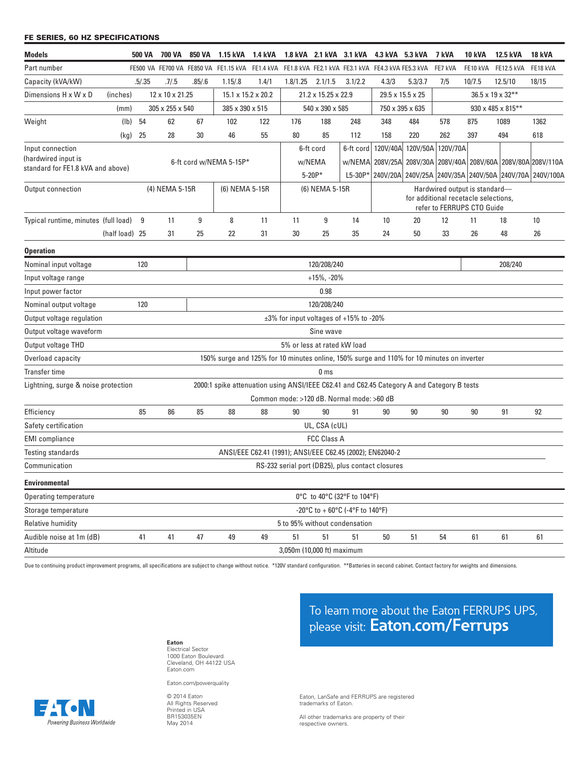## FE SERIES, 60 HZ SPECIFICATIONS

| Models | | 500 VA | 700 VA | 850 VA | 1.15 kVA | 1.4 kVA | 1.8 kVA | 2.1 kVA | 3.1 kVA | 4.3 kVA | 5.3 kVA | 7 kVA | 10 kVA | 12.5 kVA | 18 kVA |
|---|---|---|---|---|---|---|---|---|---|---|---|---|---|---|---|
| Part number | | FE500 VA | FE700 VA | FE850 VA | FE1.15 kVA | FE1.4 kVA | FE1.8 kVA | FE2.1 kVA | FE3.1 kVA | FE4.3 kVA | FE5.3 kVA | FE7 kVA | FE10 kVA | FE12.5 kVA | FE18 kVA |
| Capacity (kVA/kW) | | .5/.35 | .7/.5 | .85/.6 | 1.15/.8 | 1.4/1 | 1.8/1.25 | 2.1/1.5 | 3.1/2.2 | 4.3/3 | 5.3/3.7 | 7/5 | 10/7.5 | 12.5/10 | 18/15 |
| Dimensions H x W x D | (inches) | 12 x 10 x 21.25 | | | 15.1 x 15.2 x 20.2 | | 21.2 x 15.25 x 22.9 | | | 29.5 x 15.5 x 25 | | 36.5 x 19 x 32** | | | |
| | (mm) | 305 x 255 x 540 | | | 385 x 390 x 515 | | 540 x 390 x 585 | | | 750 x 395 x 635 | | 930 x 485 x 815** | | | |
| Weight | (lb) | 54 | 62 | 67 | 102 | 122 | 176 | 188 | 248 | 348 | 484 | 578 | 875 | 1089 | 1362 |
| | (kg) | 25 | 28 | 30 | 46 | 55 | 80 | 85 | 112 | 158 | 220 | 262 | 397 | 494 | 618 |
| Input connection (hardwired input is standard for FE1.8 kVA and above) | | 6-ft cord w/NEMA 5-15P* | | | | | 6-ft cord w/NEMA 5-20P* | | 6-ft cord w/NEMA L5-30P* | 120V/40A 208V/25A 240V/20A | 120V/50A 208V/30A 240V/25A | 120V/70A 208V/40A 240V/35A | 208V/60A 240V/50A | 208V/80A 240V/70A | 208V/110A 240V/100A |
| Output connection | | (4) NEMA 5-15R | | | (6) NEMA 5-15R | | (6) NEMA 5-15R | | | Hardwired output is standard—for additional recetacle selections, refer to FERRUPS CTO Guide | | | | | |
| Typical runtime, minutes | (full load) | 9 | 11 | 9 | 8 | 11 | 11 | 9 | 14 | 10 | 20 | 12 | 11 | 18 | 10 |
| | (half load) | 25 | 31 | 25 | 22 | 31 | 30 | 25 | 35 | 24 | 50 | 33 | 26 | 48 | 26 |
| **Operation** | | | | | | | | | | | | | | | |
| Nominal input voltage | | 120 | 120/208/240 | | | | | | | | | | 208/240 | | |
| Input voltage range | | +15%, -20% | | | | | | | | | | | | | |
| Input power factor | | 0.98 | | | | | | | | | | | | | |
| Nominal output voltage | | 120 | 120/208/240 | | | | | | | | | | | | |
| Output voltage regulation | | ±3% for input voltages of +15% to -20% | | | | | | | | | | | | | |
| Output voltage waveform | | Sine wave | | | | | | | | | | | | | |
| Output voltage THD | | 5% or less at rated kW load | | | | | | | | | | | | | |
| Overload capacity | | 150% surge and 125% for 10 minutes online, 150% surge and 110% for 10 minutes on inverter | | | | | | | | | | | | | |
| Transfer time | | 0 ms | | | | | | | | | | | | | |
| Lightning, surge & noise protection | | 2000:1 spike attenuation using ANSI/IEEE C62.41 and C62.45 Category A and Category B tests. Common mode: >120 dB. Normal mode: >60 dB | | | | | | | | | | | | | |
| Efficiency | | 85 | 86 | 85 | 88 | 88 | 90 | 90 | 91 | 90 | 90 | 90 | 90 | 91 | 92 |
| Safety certification | | UL, CSA (cUL) | | | | | | | | | | | | | |
| EMI compliance | | FCC Class A | | | | | | | | | | | | | |
| Testing standards | | ANSI/EEE C62.41 (1991); ANSI/EEE C62.45 (2002); EN62040-2 | | | | | | | | | | | | | |
| Communication | | RS-232 serial port (DB25), plus contact closures | | | | | | | | | | | | | |
| **Environmental** | | | | | | | | | | | | | | | |
| Operating temperature | | 0°C to 40°C (32°F to 104°F) | | | | | | | | | | | | | |
| Storage temperature | | -20°C to + 60°C (-4°F to 140°F) | | | | | | | | | | | | | |
| Relative humidity | | 5 to 95% without condensation | | | | | | | | | | | | | |
| Audible noise at 1m (dB) | | 41 | 41 | 47 | 49 | 49 | 51 | 51 | 51 | 50 | 51 | 54 | 61 | 61 | 61 |
| Altitude | | 3,050m (10,000 ft) maximum | | | | | | | | | | | | | |

Due to continuing product improvement programs, all specifications are subject to change without notice. *120V standard configuration. **Batteries in second cabinet. Contact factory for weights and dimensions.

To learn more about the Eaton FERRUPS UPS, please visit: **Eaton.com/Ferrups**

**Eaton**
Electrical Sector
1000 Eaton Boulevard
Cleveland, OH 44122 USA
Eaton.com

Eaton.com/powerquality

© 2014 Eaton
All Rights Reserved
Printed in USA
BR153035EN
May 2014

Eaton, LanSafe and FERRUPS are registered trademarks of Eaton.

All other trademarks are property of their respective owners.

EATON
*Powering Business Worldwide*